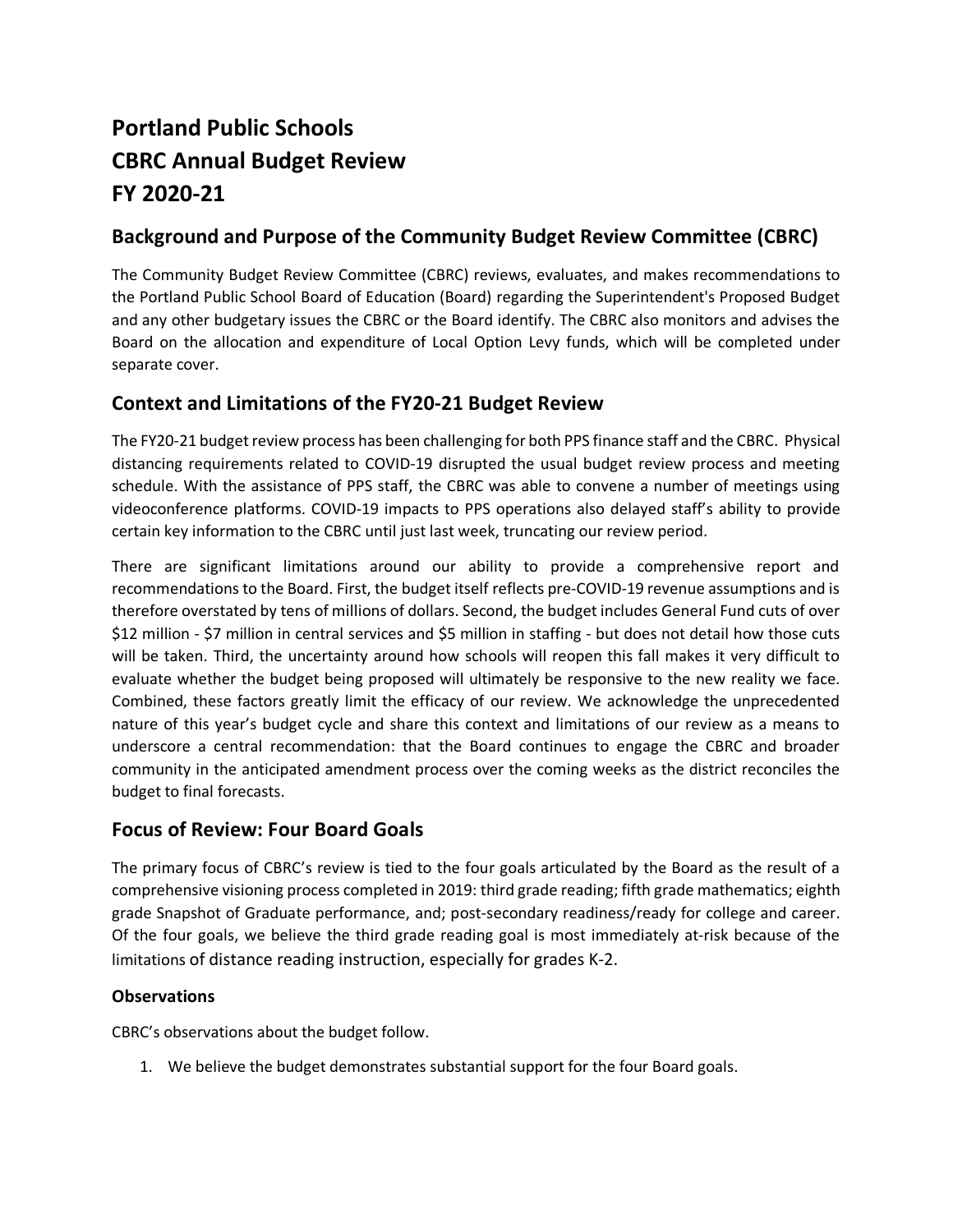# Portland Public Schools
# CBRC Annual Budget Review
# FY 2020-21

## Background and Purpose of the Community Budget Review Committee (CBRC)

The Community Budget Review Committee (CBRC) reviews, evaluates, and makes recommendations to the Portland Public School Board of Education (Board) regarding the Superintendent's Proposed Budget and any other budgetary issues the CBRC or the Board identify. The CBRC also monitors and advises the Board on the allocation and expenditure of Local Option Levy funds, which will be completed under separate cover.

## Context and Limitations of the FY20-21 Budget Review

The FY20-21 budget review process has been challenging for both PPS finance staff and the CBRC. Physical distancing requirements related to COVID-19 disrupted the usual budget review process and meeting schedule. With the assistance of PPS staff, the CBRC was able to convene a number of meetings using videoconference platforms. COVID-19 impacts to PPS operations also delayed staff's ability to provide certain key information to the CBRC until just last week, truncating our review period.

There are significant limitations around our ability to provide a comprehensive report and recommendations to the Board. First, the budget itself reflects pre-COVID-19 revenue assumptions and is therefore overstated by tens of millions of dollars. Second, the budget includes General Fund cuts of over $12 million - $7 million in central services and $5 million in staffing - but does not detail how those cuts will be taken. Third, the uncertainty around how schools will reopen this fall makes it very difficult to evaluate whether the budget being proposed will ultimately be responsive to the new reality we face. Combined, these factors greatly limit the efficacy of our review. We acknowledge the unprecedented nature of this year's budget cycle and share this context and limitations of our review as a means to underscore a central recommendation: that the Board continues to engage the CBRC and broader community in the anticipated amendment process over the coming weeks as the district reconciles the budget to final forecasts.

## Focus of Review: Four Board Goals

The primary focus of CBRC's review is tied to the four goals articulated by the Board as the result of a comprehensive visioning process completed in 2019: third grade reading; fifth grade mathematics; eighth grade Snapshot of Graduate performance, and; post-secondary readiness/ready for college and career. Of the four goals, we believe the third grade reading goal is most immediately at-risk because of the limitations of distance reading instruction, especially for grades K-2.

### Observations

CBRC's observations about the budget follow.

1. We believe the budget demonstrates substantial support for the four Board goals.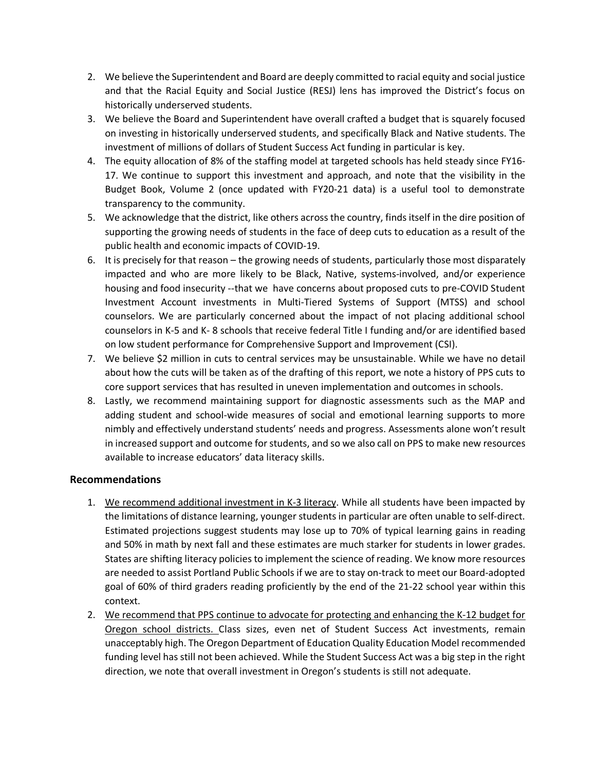2. We believe the Superintendent and Board are deeply committed to racial equity and social justice and that the Racial Equity and Social Justice (RESJ) lens has improved the District's focus on historically underserved students.
3. We believe the Board and Superintendent have overall crafted a budget that is squarely focused on investing in historically underserved students, and specifically Black and Native students. The investment of millions of dollars of Student Success Act funding in particular is key.
4. The equity allocation of 8% of the staffing model at targeted schools has held steady since FY16-17. We continue to support this investment and approach, and note that the visibility in the Budget Book, Volume 2 (once updated with FY20-21 data) is a useful tool to demonstrate transparency to the community.
5. We acknowledge that the district, like others across the country, finds itself in the dire position of supporting the growing needs of students in the face of deep cuts to education as a result of the public health and economic impacts of COVID-19.
6. It is precisely for that reason – the growing needs of students, particularly those most disparately impacted and who are more likely to be Black, Native, systems-involved, and/or experience housing and food insecurity --that we have concerns about proposed cuts to pre-COVID Student Investment Account investments in Multi-Tiered Systems of Support (MTSS) and school counselors. We are particularly concerned about the impact of not placing additional school counselors in K-5 and K- 8 schools that receive federal Title I funding and/or are identified based on low student performance for Comprehensive Support and Improvement (CSI).
7. We believe $2 million in cuts to central services may be unsustainable. While we have no detail about how the cuts will be taken as of the drafting of this report, we note a history of PPS cuts to core support services that has resulted in uneven implementation and outcomes in schools.
8. Lastly, we recommend maintaining support for diagnostic assessments such as the MAP and adding student and school-wide measures of social and emotional learning supports to more nimbly and effectively understand students' needs and progress. Assessments alone won't result in increased support and outcome for students, and so we also call on PPS to make new resources available to increase educators' data literacy skills.

## Recommendations

1. <u>We recommend additional investment in K-3 literacy</u>. While all students have been impacted by the limitations of distance learning, younger students in particular are often unable to self-direct. Estimated projections suggest students may lose up to 70% of typical learning gains in reading and 50% in math by next fall and these estimates are much starker for students in lower grades. States are shifting literacy policies to implement the science of reading. We know more resources are needed to assist Portland Public Schools if we are to stay on-track to meet our Board-adopted goal of 60% of third graders reading proficiently by the end of the 21-22 school year within this context.
2. <u>We recommend that PPS continue to advocate for protecting and enhancing the K-12 budget for Oregon school districts.</u> Class sizes, even net of Student Success Act investments, remain unacceptably high. The Oregon Department of Education Quality Education Model recommended funding level has still not been achieved. While the Student Success Act was a big step in the right direction, we note that overall investment in Oregon's students is still not adequate.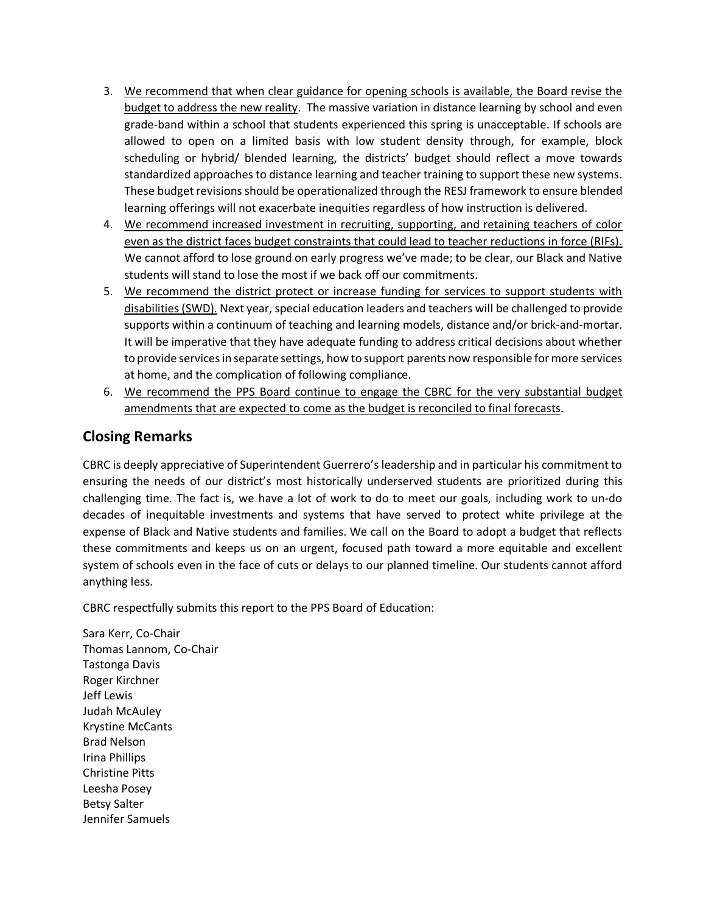3. We recommend that when clear guidance for opening schools is available, the Board revise the budget to address the new reality. The massive variation in distance learning by school and even grade-band within a school that students experienced this spring is unacceptable. If schools are allowed to open on a limited basis with low student density through, for example, block scheduling or hybrid/ blended learning, the districts' budget should reflect a move towards standardized approaches to distance learning and teacher training to support these new systems. These budget revisions should be operationalized through the RESJ framework to ensure blended learning offerings will not exacerbate inequities regardless of how instruction is delivered.
4. We recommend increased investment in recruiting, supporting, and retaining teachers of color even as the district faces budget constraints that could lead to teacher reductions in force (RIFs). We cannot afford to lose ground on early progress we've made; to be clear, our Black and Native students will stand to lose the most if we back off our commitments.
5. We recommend the district protect or increase funding for services to support students with disabilities (SWD). Next year, special education leaders and teachers will be challenged to provide supports within a continuum of teaching and learning models, distance and/or brick-and-mortar. It will be imperative that they have adequate funding to address critical decisions about whether to provide services in separate settings, how to support parents now responsible for more services at home, and the complication of following compliance.
6. We recommend the PPS Board continue to engage the CBRC for the very substantial budget amendments that are expected to come as the budget is reconciled to final forecasts.

## Closing Remarks

CBRC is deeply appreciative of Superintendent Guerrero's leadership and in particular his commitment to ensuring the needs of our district's most historically underserved students are prioritized during this challenging time. The fact is, we have a lot of work to do to meet our goals, including work to un-do decades of inequitable investments and systems that have served to protect white privilege at the expense of Black and Native students and families. We call on the Board to adopt a budget that reflects these commitments and keeps us on an urgent, focused path toward a more equitable and excellent system of schools even in the face of cuts or delays to our planned timeline. Our students cannot afford anything less.

CBRC respectfully submits this report to the PPS Board of Education:

Sara Kerr, Co-Chair
Thomas Lannom, Co-Chair
Tastonga Davis
Roger Kirchner
Jeff Lewis
Judah McAuley
Krystine McCants
Brad Nelson
Irina Phillips
Christine Pitts
Leesha Posey
Betsy Salter
Jennifer Samuels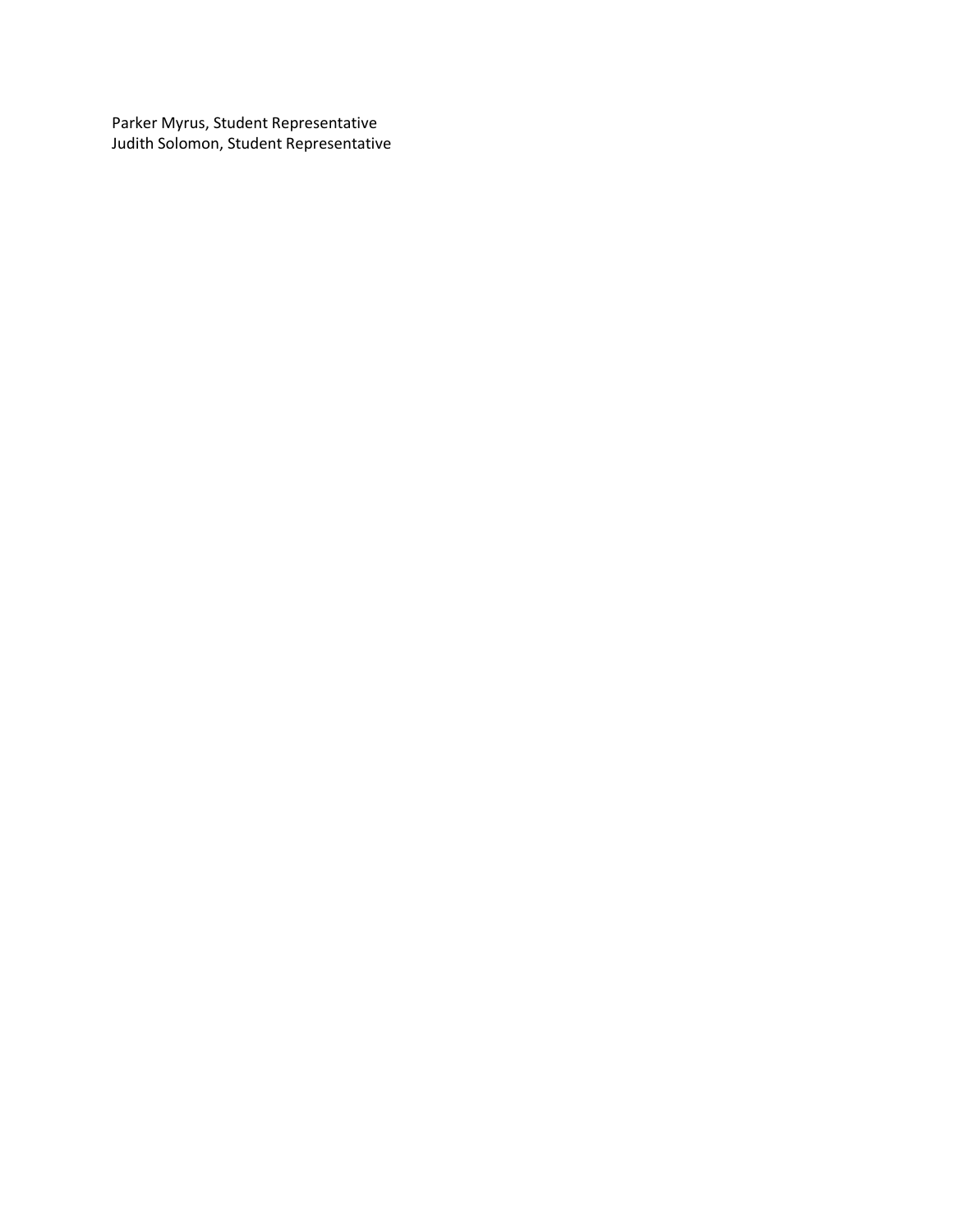Parker Myrus, Student Representative
Judith Solomon, Student Representative